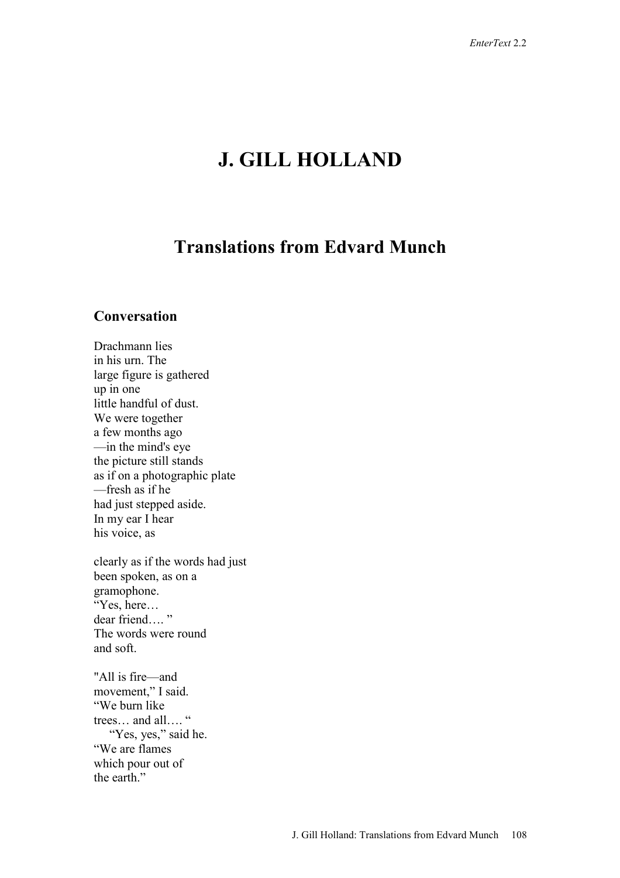# J. GILL HOLLAND

## Translations from Edvard Munch

### Conversation

Drachmann lies  
in his urn. The  
large figure is gathered  
up in one  
little handful of dust.  
We were together  
a few months ago  
—in the mind's eye  
the picture still stands  
as if on a photographic plate  
—fresh as if he  
had just stepped aside.  
In my ear I hear  
his voice, as

clearly as if the words had just  
been spoken, as on a  
gramophone.  
“Yes, here…  
dear friend…. ”  
The words were round  
and soft.

"All is fire—and  
movement,” I said.  
“We burn like  
trees… and all…. “  
    “Yes, yes,” said he.  
“We are flames  
which pour out of  
the earth.”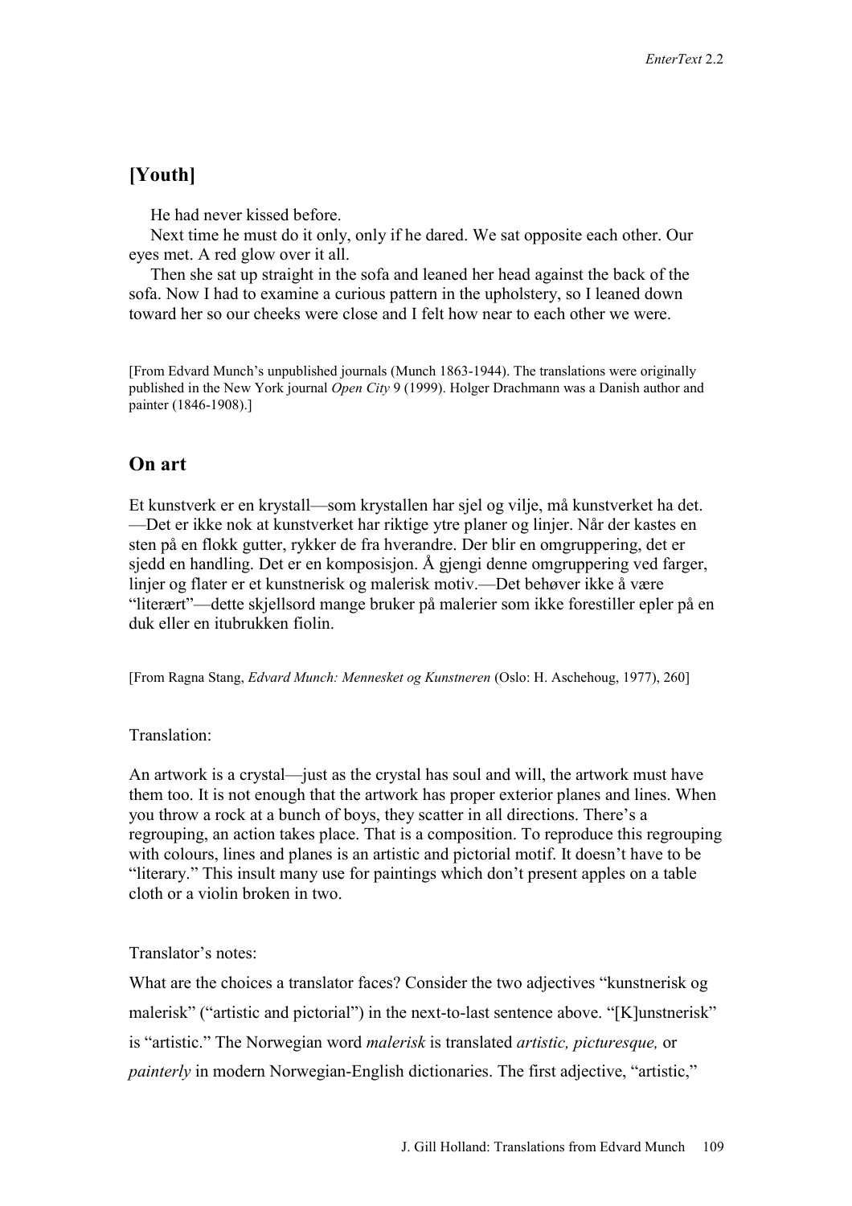## [Youth]

He had never kissed before.

Next time he must do it only, only if he dared. We sat opposite each other. Our eyes met. A red glow over it all.

Then she sat up straight in the sofa and leaned her head against the back of the sofa. Now I had to examine a curious pattern in the upholstery, so I leaned down toward her so our cheeks were close and I felt how near to each other we were.

[From Edvard Munch's unpublished journals (Munch 1863-1944). The translations were originally published in the New York journal *Open City* 9 (1999). Holger Drachmann was a Danish author and painter (1846-1908).]

## On art

Et kunstverk er en krystall—som krystallen har sjel og vilje, må kunstverket ha det. —Det er ikke nok at kunstverket har riktige ytre planer og linjer. Når der kastes en sten på en flokk gutter, rykker de fra hverandre. Der blir en omgruppering, det er sjedd en handling. Det er en komposisjon. Å gjengi denne omgruppering ved farger, linjer og flater er et kunstnerisk og malerisk motiv.—Det behøver ikke å være "literært"—dette skjellsord mange bruker på malerier som ikke forestiller epler på en duk eller en itubrukken fiolin.

[From Ragna Stang, *Edvard Munch: Mennesket og Kunstneren* (Oslo: H. Aschehoug, 1977), 260]

Translation:

An artwork is a crystal—just as the crystal has soul and will, the artwork must have them too. It is not enough that the artwork has proper exterior planes and lines. When you throw a rock at a bunch of boys, they scatter in all directions. There's a regrouping, an action takes place. That is a composition. To reproduce this regrouping with colours, lines and planes is an artistic and pictorial motif. It doesn't have to be "literary." This insult many use for paintings which don't present apples on a table cloth or a violin broken in two.

Translator's notes:

What are the choices a translator faces? Consider the two adjectives "kunstnerisk og malerisk" ("artistic and pictorial") in the next-to-last sentence above. "[K]unstnerisk" is "artistic." The Norwegian word *malerisk* is translated *artistic, picturesque,* or *painterly* in modern Norwegian-English dictionaries. The first adjective, "artistic,"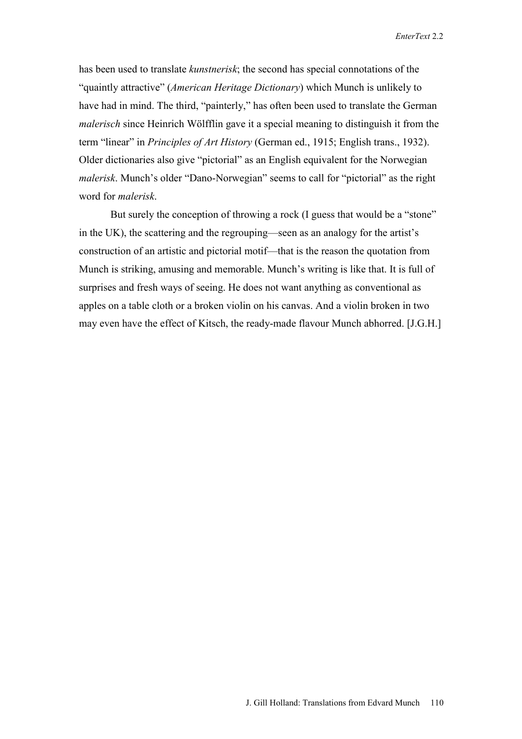has been used to translate *kunstnerisk*; the second has special connotations of the "quaintly attractive" (*American Heritage Dictionary*) which Munch is unlikely to have had in mind. The third, "painterly," has often been used to translate the German *malerisch* since Heinrich Wölfflin gave it a special meaning to distinguish it from the term "linear" in *Principles of Art History* (German ed., 1915; English trans., 1932). Older dictionaries also give "pictorial" as an English equivalent for the Norwegian *malerisk*. Munch's older "Dano-Norwegian" seems to call for "pictorial" as the right word for *malerisk*.

But surely the conception of throwing a rock (I guess that would be a "stone" in the UK), the scattering and the regrouping—seen as an analogy for the artist's construction of an artistic and pictorial motif—that is the reason the quotation from Munch is striking, amusing and memorable. Munch's writing is like that. It is full of surprises and fresh ways of seeing. He does not want anything as conventional as apples on a table cloth or a broken violin on his canvas. And a violin broken in two may even have the effect of Kitsch, the ready-made flavour Munch abhorred. [J.G.H.]